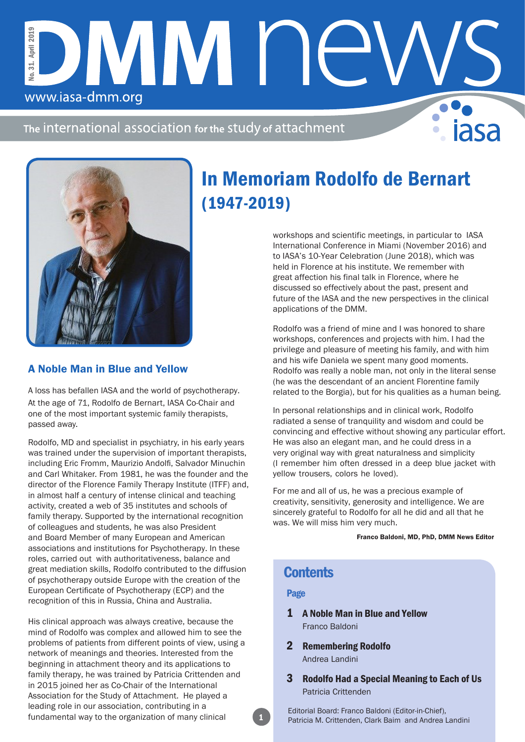# DMM news

www.iasa-dmm.org

No. 31. April 2019

The international association for the study of attachment

# In Memoriam Rodolfo de Bernart (1947-2019)

## A Noble Man in Blue and Yellow

A loss has befallen IASA and the world of psychotherapy. At the age of 71, Rodolfo de Bernart, IASA Co-Chair and one of the most important systemic family therapists, passed away.

Rodolfo, MD and specialist in psychiatry, in his early years was trained under the supervision of important therapists, including Eric Fromm, Maurizio Andolfi, Salvador Minuchin and Carl Whitaker. From 1981, he was the founder and the director of the Florence Family Therapy Institute (ITFF) and, in almost half a century of intense clinical and teaching activity, created a web of 35 institutes and schools of family therapy. Supported by the international recognition of colleagues and students, he was also President and Board Member of many European and American associations and institutions for Psychotherapy. In these roles, carried out with authoritativeness, balance and great mediation skills, Rodolfo contributed to the diffusion of psychotherapy outside Europe with the creation of the European Certificate of Psychotherapy (ECP) and the recognition of this in Russia, China and Australia.

His clinical approach was always creative, because the mind of Rodolfo was complex and allowed him to see the problems of patients from different points of view, using a network of meanings and theories. Interested from the beginning in attachment theory and its applications to family therapy, he was trained by Patricia Crittenden and in 2015 joined her as Co-Chair of the International Association for the Study of Attachment. He played a leading role in our association, contributing in a fundamental way to the organization of many clinical workshops and scientific meetings, in particular to IASA International Conference in Miami (November 2016) and to IASA's 10-Year Celebration (June 2018), which was held in Florence at his institute. We remember with great affection his final talk in Florence, where he discussed so effectively about the past, present and future of the IASA and the new perspectives in the clinical applications of the DMM.

Rodolfo was a friend of mine and I was honored to share workshops, conferences and projects with him. I had the privilege and pleasure of meeting his family, and with him and his wife Daniela we spent many good moments. Rodolfo was really a noble man, not only in the literal sense (he was the descendant of an ancient Florentine family related to the Borgia), but for his qualities as a human being.

In personal relationships and in clinical work, Rodolfo radiated a sense of tranquility and wisdom and could be convincing and effective without showing any particular effort. He was also an elegant man, and he could dress in a very original way with great naturalness and simplicity (I remember him often dressed in a deep blue jacket with yellow trousers, colors he loved).

For me and all of us, he was a precious example of creativity, sensitivity, generosity and intelligence. We are sincerely grateful to Rodolfo for all he did and all that he was. We will miss him very much.

**Franco Baldoni, MD, PhD, DMM News Editor**

## Contents

**Page**

1 **A Noble Man in Blue and Yellow**
Franco Baldoni

2 **Remembering Rodolfo**
Andrea Landini

3 **Rodolfo Had a Special Meaning to Each of Us**
Patricia Crittenden

Editorial Board: Franco Baldoni (Editor-in-Chief), Patricia M. Crittenden, Clark Baim and Andrea Landini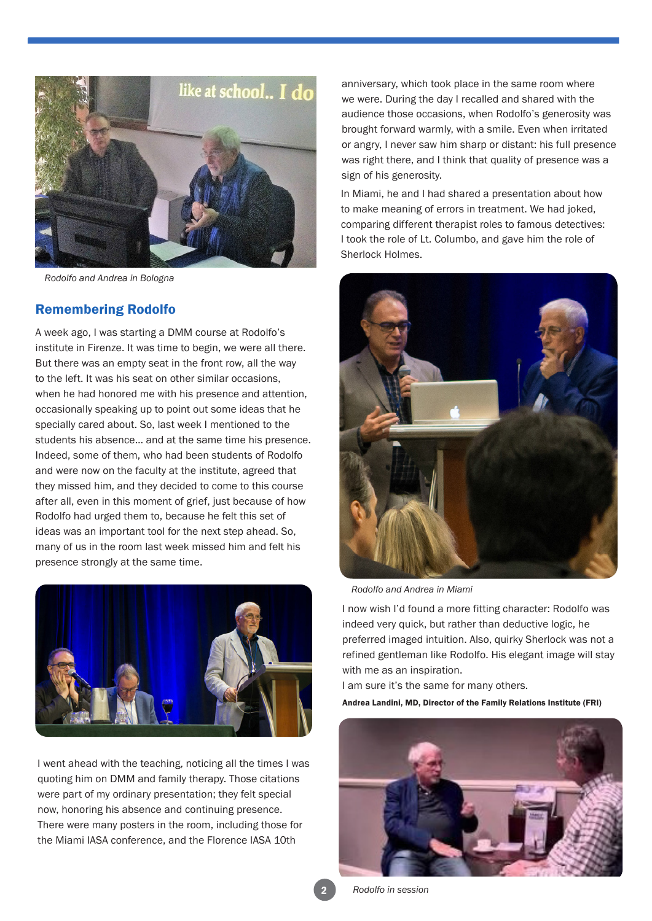Rodolfo and Andrea in Bologna

## Remembering Rodolfo

A week ago, I was starting a DMM course at Rodolfo's institute in Firenze. It was time to begin, we were all there. But there was an empty seat in the front row, all the way to the left. It was his seat on other similar occasions, when he had honored me with his presence and attention, occasionally speaking up to point out some ideas that he specially cared about. So, last week I mentioned to the students his absence… and at the same time his presence. Indeed, some of them, who had been students of Rodolfo and were now on the faculty at the institute, agreed that they missed him, and they decided to come to this course after all, even in this moment of grief, just because of how Rodolfo had urged them to, because he felt this set of ideas was an important tool for the next step ahead. So, many of us in the room last week missed him and felt his presence strongly at the same time.

I went ahead with the teaching, noticing all the times I was quoting him on DMM and family therapy. Those citations were part of my ordinary presentation; they felt special now, honoring his absence and continuing presence. There were many posters in the room, including those for the Miami IASA conference, and the Florence IASA 10th anniversary, which took place in the same room where we were. During the day I recalled and shared with the audience those occasions, when Rodolfo's generosity was brought forward warmly, with a smile. Even when irritated or angry, I never saw him sharp or distant: his full presence was right there, and I think that quality of presence was a sign of his generosity.

In Miami, he and I had shared a presentation about how to make meaning of errors in treatment. We had joked, comparing different therapist roles to famous detectives: I took the role of Lt. Columbo, and gave him the role of Sherlock Holmes.

Rodolfo and Andrea in Miami

I now wish I'd found a more fitting character: Rodolfo was indeed very quick, but rather than deductive logic, he preferred imaged intuition. Also, quirky Sherlock was not a refined gentleman like Rodolfo. His elegant image will stay with me as an inspiration.

I am sure it's the same for many others.

**Andrea Landini, MD, Director of the Family Relations Institute (FRI)**

Rodolfo in session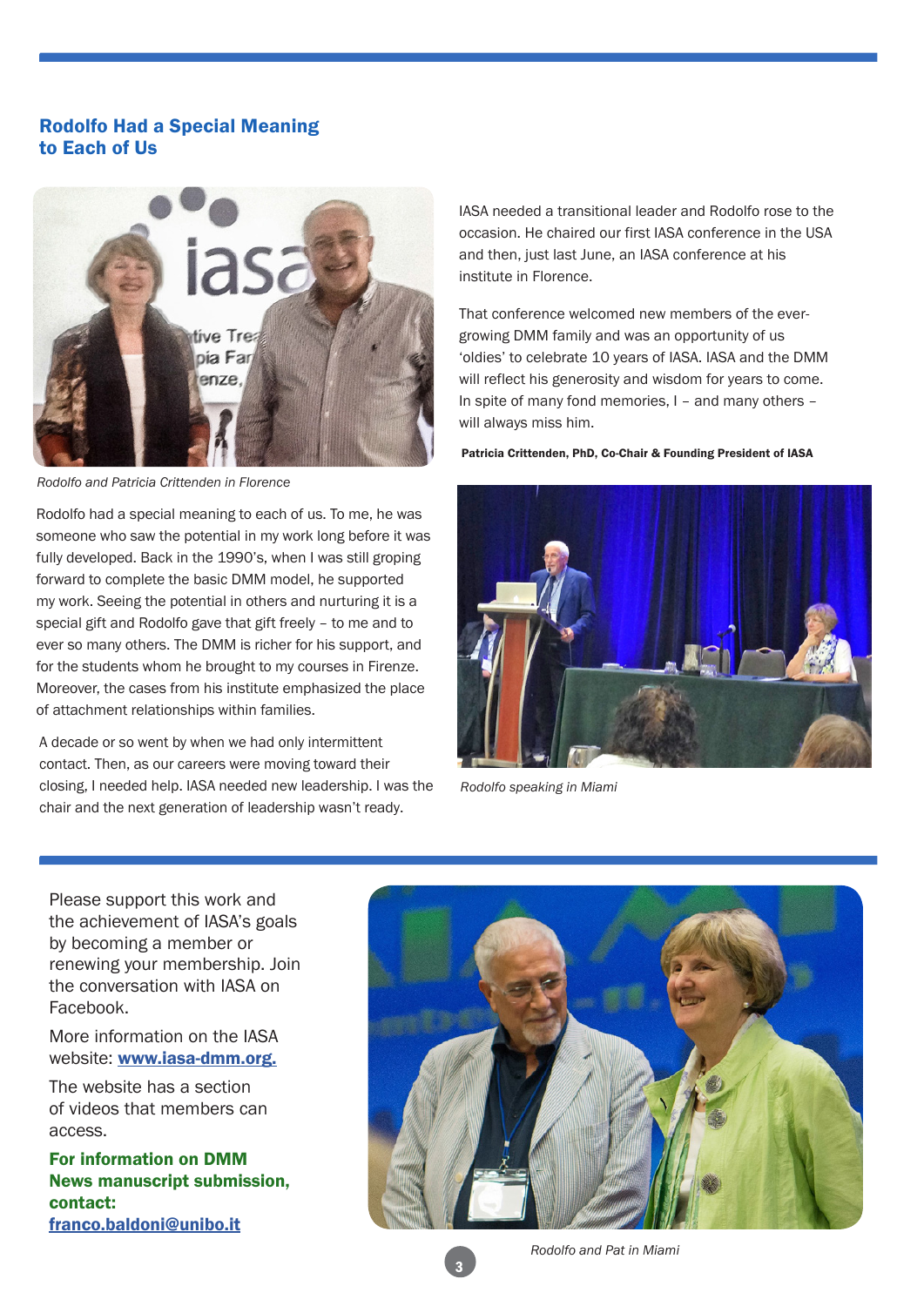## Rodolfo Had a Special Meaning to Each of Us

*Rodolfo and Patricia Crittenden in Florence*

Rodolfo had a special meaning to each of us. To me, he was someone who saw the potential in my work long before it was fully developed. Back in the 1990's, when I was still groping forward to complete the basic DMM model, he supported my work. Seeing the potential in others and nurturing it is a special gift and Rodolfo gave that gift freely – to me and to ever so many others. The DMM is richer for his support, and for the students whom he brought to my courses in Firenze. Moreover, the cases from his institute emphasized the place of attachment relationships within families.

A decade or so went by when we had only intermittent contact. Then, as our careers were moving toward their closing, I needed help. IASA needed new leadership. I was the chair and the next generation of leadership wasn't ready.

IASA needed a transitional leader and Rodolfo rose to the occasion. He chaired our first IASA conference in the USA and then, just last June, an IASA conference at his institute in Florence.

That conference welcomed new members of the ever-growing DMM family and was an opportunity of us 'oldies' to celebrate 10 years of IASA. IASA and the DMM will reflect his generosity and wisdom for years to come. In spite of many fond memories, I – and many others – will always miss him.

**Patricia Crittenden, PhD, Co-Chair & Founding President of IASA**

*Rodolfo speaking in Miami*

Please support this work and the achievement of IASA's goals by becoming a member or renewing your membership. Join the conversation with IASA on Facebook.

More information on the IASA website: [www.iasa-dmm.org.](http://www.iasa-dmm.org)

The website has a section of videos that members can access.

**For information on DMM News manuscript submission, contact: [franco.baldoni@unibo.it](mailto:franco.baldoni@unibo.it)**

*Rodolfo and Pat in Miami*